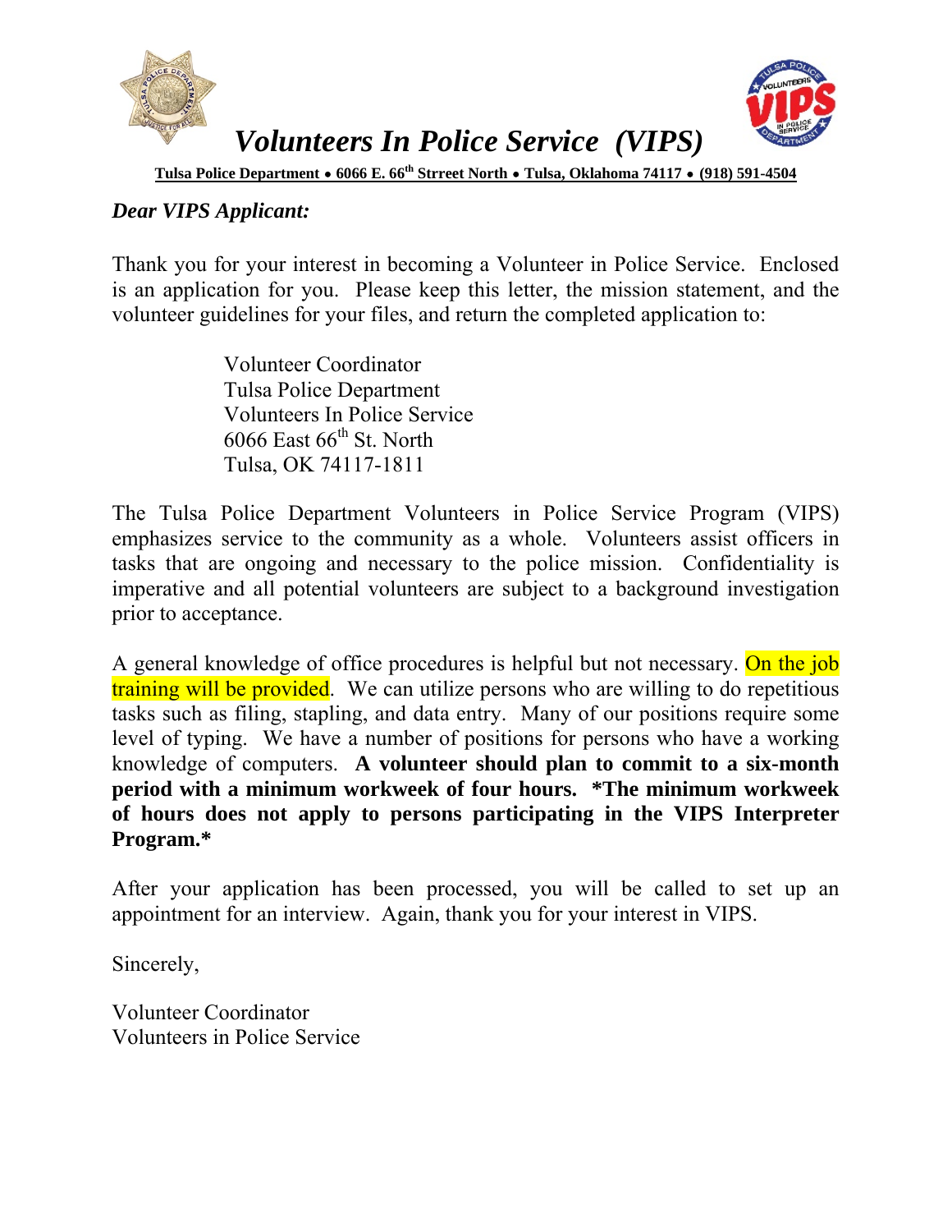# *Volunteers In Police Service (VIPS)*

**Tulsa Police Department • 6066 E. 66th Strreet North • Tulsa, Oklahoma 74117 • (918) 591-4504**

***Dear VIPS Applicant:***

Thank you for your interest in becoming a Volunteer in Police Service. Enclosed is an application for you. Please keep this letter, the mission statement, and the volunteer guidelines for your files, and return the completed application to:

Volunteer Coordinator
Tulsa Police Department
Volunteers In Police Service
6066 East 66th St. North
Tulsa, OK 74117-1811

The Tulsa Police Department Volunteers in Police Service Program (VIPS) emphasizes service to the community as a whole. Volunteers assist officers in tasks that are ongoing and necessary to the police mission. Confidentiality is imperative and all potential volunteers are subject to a background investigation prior to acceptance.

A general knowledge of office procedures is helpful but not necessary. On the job training will be provided. We can utilize persons who are willing to do repetitious tasks such as filing, stapling, and data entry. Many of our positions require some level of typing. We have a number of positions for persons who have a working knowledge of computers. **A volunteer should plan to commit to a six-month period with a minimum workweek of four hours. *The minimum workweek of hours does not apply to persons participating in the VIPS Interpreter Program.***

After your application has been processed, you will be called to set up an appointment for an interview. Again, thank you for your interest in VIPS.

Sincerely,

Volunteer Coordinator
Volunteers in Police Service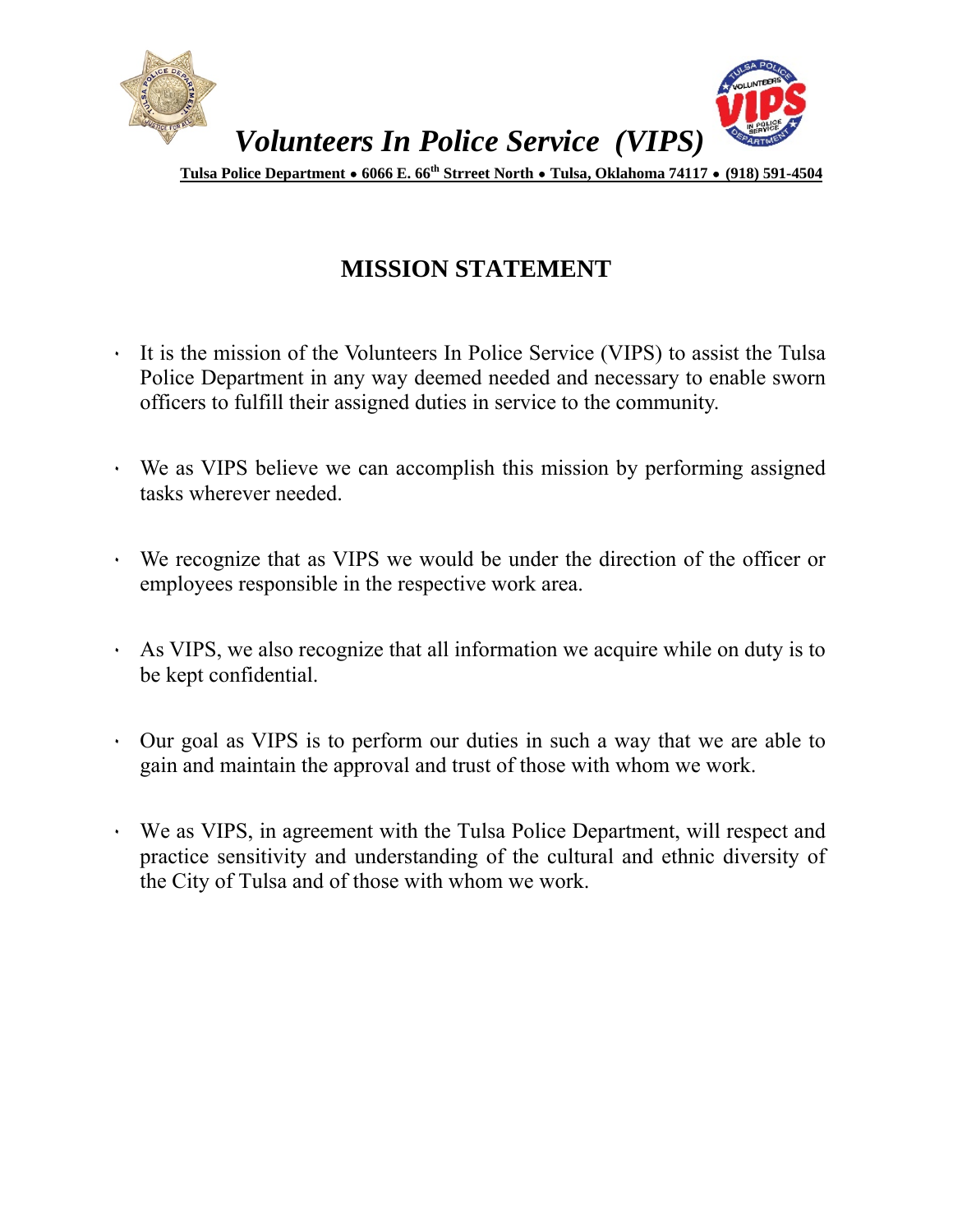# *Volunteers In Police Service (VIPS)*

**Tulsa Police Department • 6066 E. 66th Strreet North • Tulsa, Oklahoma 74117 • (918) 591-4504**

## MISSION STATEMENT

- It is the mission of the Volunteers In Police Service (VIPS) to assist the Tulsa Police Department in any way deemed needed and necessary to enable sworn officers to fulfill their assigned duties in service to the community.

- We as VIPS believe we can accomplish this mission by performing assigned tasks wherever needed.

- We recognize that as VIPS we would be under the direction of the officer or employees responsible in the respective work area.

- As VIPS, we also recognize that all information we acquire while on duty is to be kept confidential.

- Our goal as VIPS is to perform our duties in such a way that we are able to gain and maintain the approval and trust of those with whom we work.

- We as VIPS, in agreement with the Tulsa Police Department, will respect and practice sensitivity and understanding of the cultural and ethnic diversity of the City of Tulsa and of those with whom we work.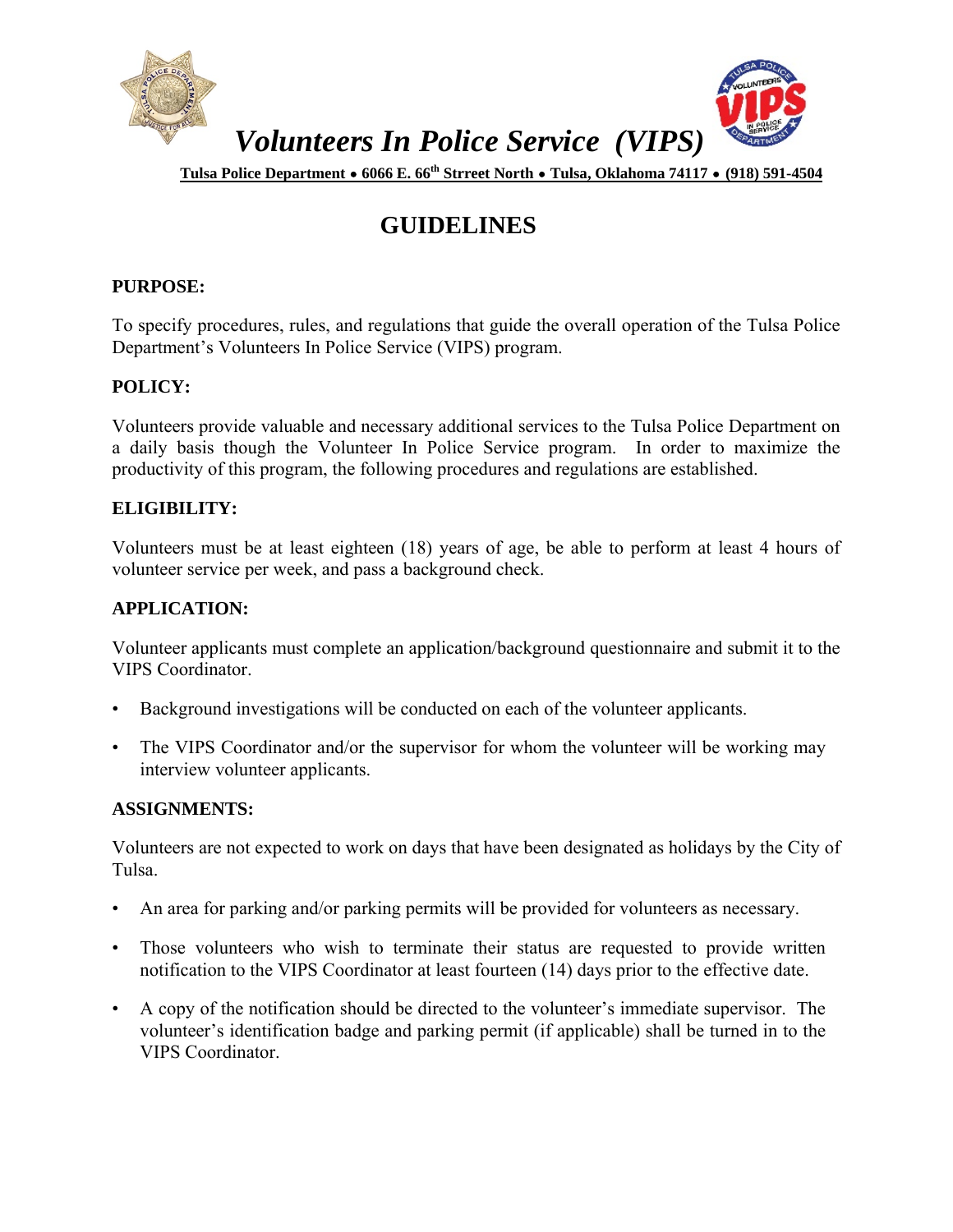# *Volunteers In Police Service (VIPS)*

**Tulsa Police Department • 6066 E. 66th Strreet North • Tulsa, Oklahoma 74117 • (918) 591-4504**

## GUIDELINES

**PURPOSE:**

To specify procedures, rules, and regulations that guide the overall operation of the Tulsa Police Department's Volunteers In Police Service (VIPS) program.

**POLICY:**

Volunteers provide valuable and necessary additional services to the Tulsa Police Department on a daily basis though the Volunteer In Police Service program. In order to maximize the productivity of this program, the following procedures and regulations are established.

**ELIGIBILITY:**

Volunteers must be at least eighteen (18) years of age, be able to perform at least 4 hours of volunteer service per week, and pass a background check.

**APPLICATION:**

Volunteer applicants must complete an application/background questionnaire and submit it to the VIPS Coordinator.

- Background investigations will be conducted on each of the volunteer applicants.
- The VIPS Coordinator and/or the supervisor for whom the volunteer will be working may interview volunteer applicants.

**ASSIGNMENTS:**

Volunteers are not expected to work on days that have been designated as holidays by the City of Tulsa.

- An area for parking and/or parking permits will be provided for volunteers as necessary.
- Those volunteers who wish to terminate their status are requested to provide written notification to the VIPS Coordinator at least fourteen (14) days prior to the effective date.
- A copy of the notification should be directed to the volunteer's immediate supervisor. The volunteer's identification badge and parking permit (if applicable) shall be turned in to the VIPS Coordinator.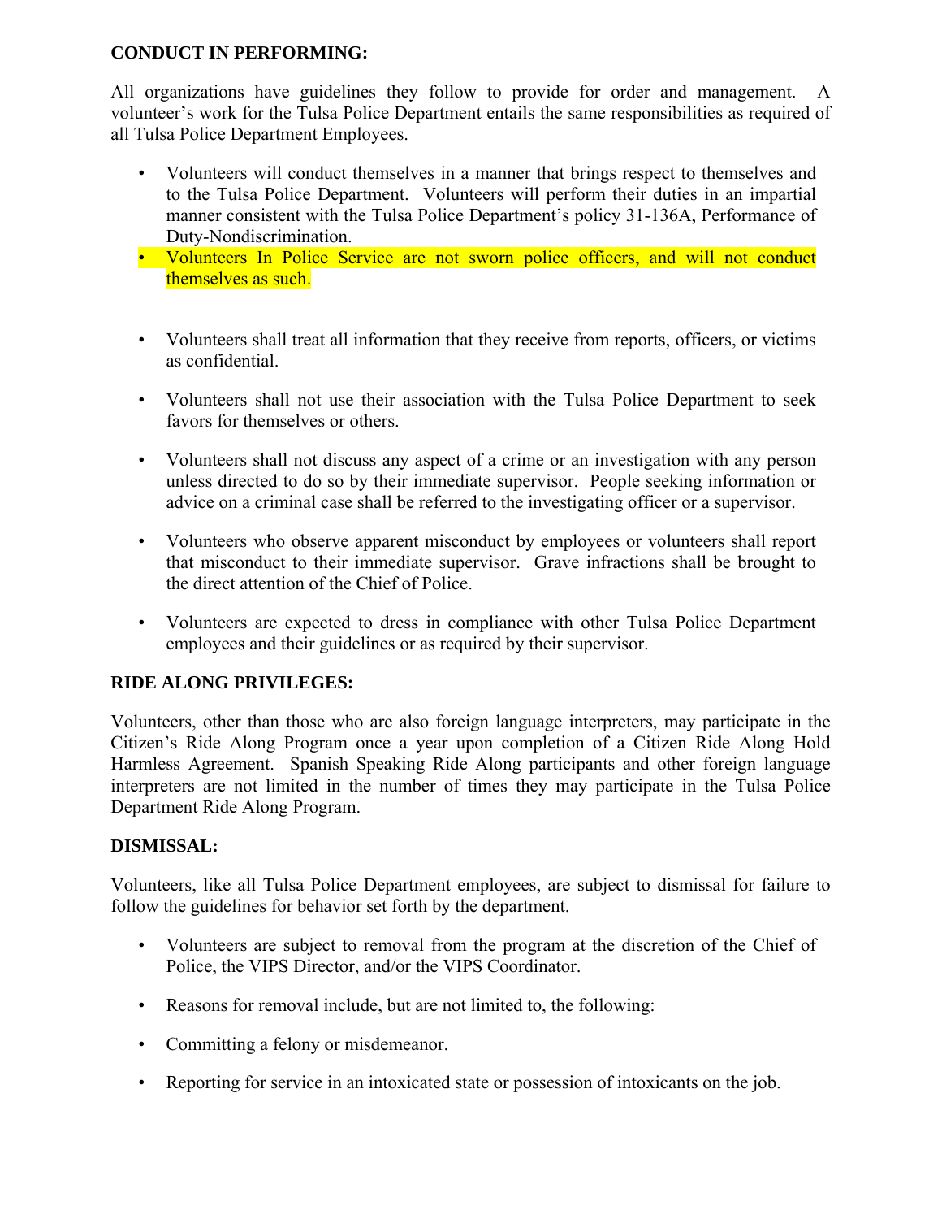**CONDUCT IN PERFORMING:**

All organizations have guidelines they follow to provide for order and management. A volunteer's work for the Tulsa Police Department entails the same responsibilities as required of all Tulsa Police Department Employees.

- Volunteers will conduct themselves in a manner that brings respect to themselves and to the Tulsa Police Department. Volunteers will perform their duties in an impartial manner consistent with the Tulsa Police Department's policy 31-136A, Performance of Duty-Nondiscrimination.
- Volunteers In Police Service are not sworn police officers, and will not conduct themselves as such.

- Volunteers shall treat all information that they receive from reports, officers, or victims as confidential.

- Volunteers shall not use their association with the Tulsa Police Department to seek favors for themselves or others.

- Volunteers shall not discuss any aspect of a crime or an investigation with any person unless directed to do so by their immediate supervisor. People seeking information or advice on a criminal case shall be referred to the investigating officer or a supervisor.

- Volunteers who observe apparent misconduct by employees or volunteers shall report that misconduct to their immediate supervisor. Grave infractions shall be brought to the direct attention of the Chief of Police.

- Volunteers are expected to dress in compliance with other Tulsa Police Department employees and their guidelines or as required by their supervisor.

**RIDE ALONG PRIVILEGES:**

Volunteers, other than those who are also foreign language interpreters, may participate in the Citizen's Ride Along Program once a year upon completion of a Citizen Ride Along Hold Harmless Agreement. Spanish Speaking Ride Along participants and other foreign language interpreters are not limited in the number of times they may participate in the Tulsa Police Department Ride Along Program.

**DISMISSAL:**

Volunteers, like all Tulsa Police Department employees, are subject to dismissal for failure to follow the guidelines for behavior set forth by the department.

- Volunteers are subject to removal from the program at the discretion of the Chief of Police, the VIPS Director, and/or the VIPS Coordinator.

- Reasons for removal include, but are not limited to, the following:

- Committing a felony or misdemeanor.

- Reporting for service in an intoxicated state or possession of intoxicants on the job.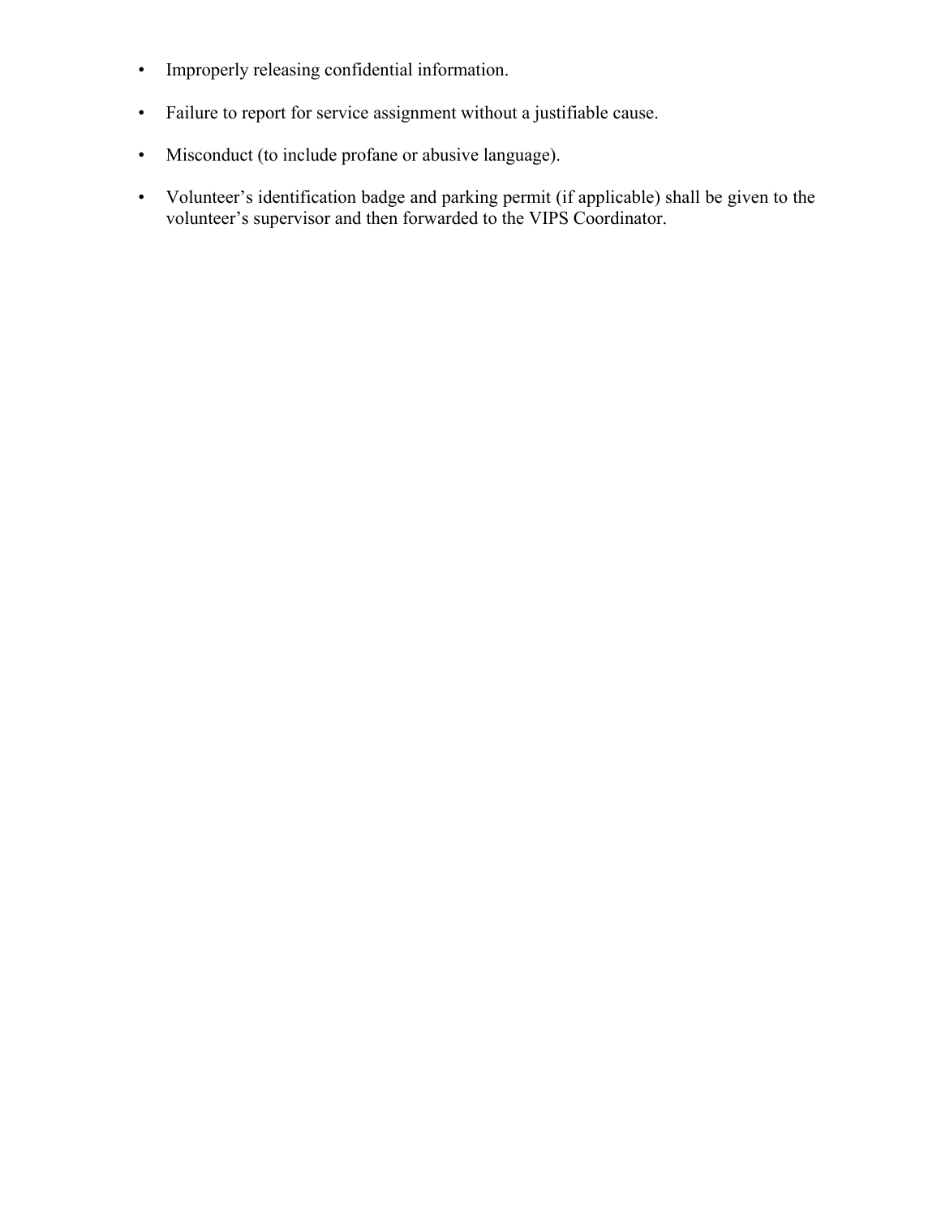- Improperly releasing confidential information.

- Failure to report for service assignment without a justifiable cause.

- Misconduct (to include profane or abusive language).

- Volunteer's identification badge and parking permit (if applicable) shall be given to the volunteer's supervisor and then forwarded to the VIPS Coordinator.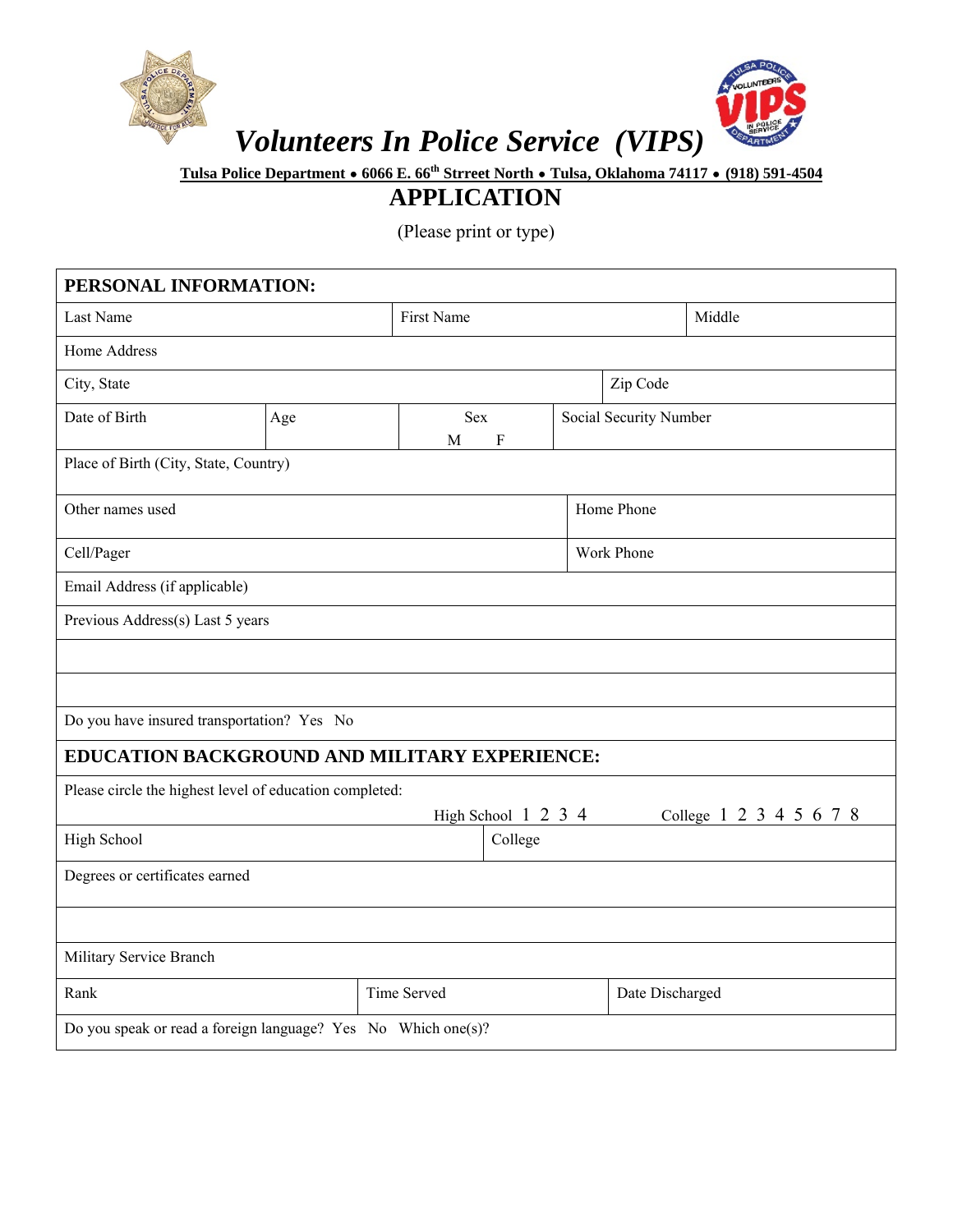# *Volunteers In Police Service (VIPS)*

**Tulsa Police Department • 6066 E. 66th Strreet North • Tulsa, Oklahoma 74117 • (918) 591-4504**

## APPLICATION

(Please print or type)

| **PERSONAL INFORMATION:** | | | | | |
|---|---|---|---|---|---|
| Last Name | | First Name | | | Middle |
| Home Address | | | | | |
| City, State | | | | Zip Code | |
| Date of Birth | Age | Sex M F | Social Security Number | | |
| Place of Birth (City, State, Country) | | | | | |
| Other names used | | | Home Phone | | |
| Cell/Pager | | | Work Phone | | |
| Email Address (if applicable) | | | | | |
| Previous Address(s) Last 5 years | | | | | |
| | | | | | |
| | | | | | |
| Do you have insured transportation? Yes No | | | | | |

| **EDUCATION BACKGROUND AND MILITARY EXPERIENCE:** | | |
|---|---|---|
| Please circle the highest level of education completed: High School 1 2 3 4 College 1 2 3 4 5 6 7 8 | | |
| High School | College | |
| Degrees or certificates earned | | |
| | | |
| Military Service Branch | | |
| Rank | Time Served | Date Discharged |
| Do you speak or read a foreign language? Yes No Which one(s)? | | |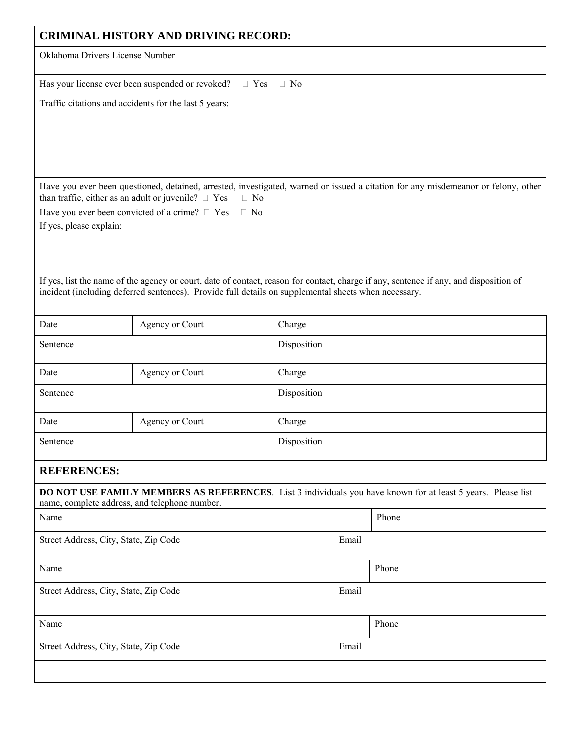## CRIMINAL HISTORY AND DRIVING RECORD:

Oklahoma Drivers License Number

Has your license ever been suspended or revoked? ☐ Yes ☐ No

Traffic citations and accidents for the last 5 years:

Have you ever been questioned, detained, arrested, investigated, warned or issued a citation for any misdemeanor or felony, other than traffic, either as an adult or juvenile? ☐ Yes ☐ No

Have you ever been convicted of a crime? ☐ Yes ☐ No

If yes, please explain:

If yes, list the name of the agency or court, date of contact, reason for contact, charge if any, sentence if any, and disposition of incident (including deferred sentences). Provide full details on supplemental sheets when necessary.

| Date | Agency or Court | Charge |
|---|---|---|
| Sentence | | Disposition |
| Date | Agency or Court | Charge |
| Sentence | | Disposition |
| Date | Agency or Court | Charge |
| Sentence | | Disposition |

## REFERENCES:

**DO NOT USE FAMILY MEMBERS AS REFERENCES**. List 3 individuals you have known for at least 5 years. Please list name, complete address, and telephone number.

| Name | | Phone |
|---|---|---|
| Street Address, City, State, Zip Code | Email | |
| Name | | Phone |
| Street Address, City, State, Zip Code | Email | |
| Name | | Phone |
| Street Address, City, State, Zip Code | Email | |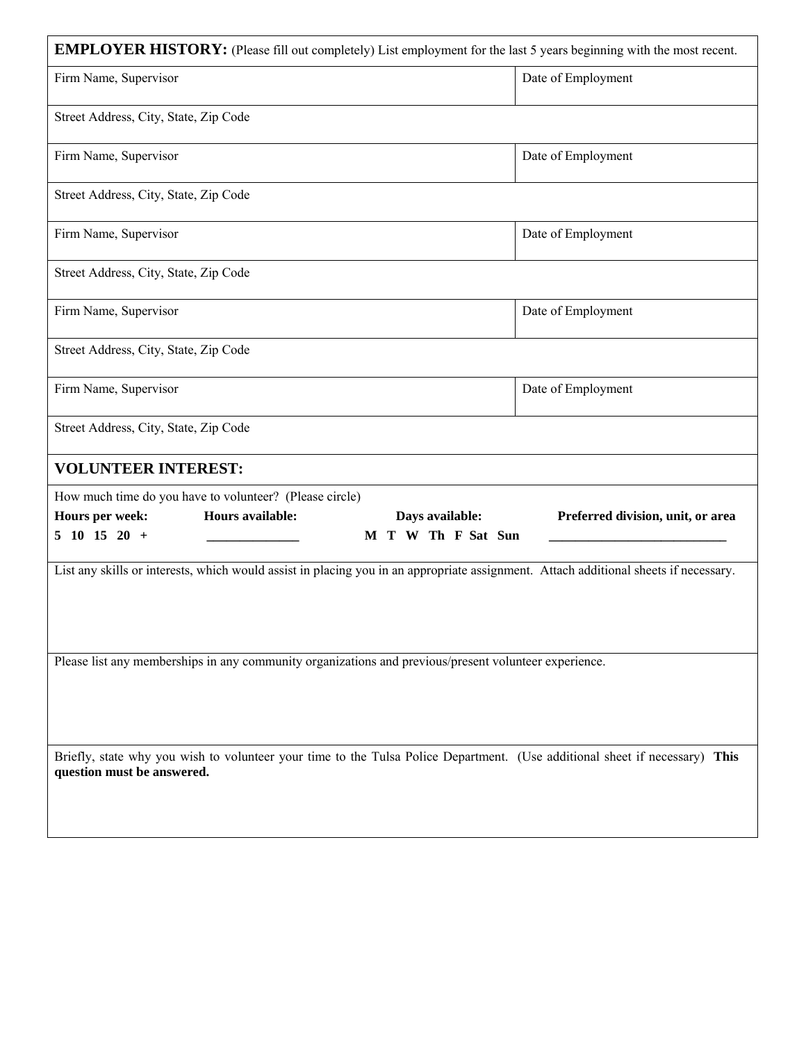**EMPLOYER HISTORY:** (Please fill out completely) List employment for the last 5 years beginning with the most recent.

| Firm Name, Supervisor | Date of Employment |
|---|---|
| Street Address, City, State, Zip Code | |
| Firm Name, Supervisor | Date of Employment |
| Street Address, City, State, Zip Code | |
| Firm Name, Supervisor | Date of Employment |
| Street Address, City, State, Zip Code | |
| Firm Name, Supervisor | Date of Employment |
| Street Address, City, State, Zip Code | |
| Firm Name, Supervisor | Date of Employment |
| Street Address, City, State, Zip Code | |

## VOLUNTEER INTEREST:

How much time do you have to volunteer? (Please circle)

| Hours per week: | Hours available: | Days available: | Preferred division, unit, or area |
|---|---|---|---|
| **5 10 15 20 +** | ______________ | **M T W Th F Sat Sun** | ___________________________ |

List any skills or interests, which would assist in placing you in an appropriate assignment. Attach additional sheets if necessary.

Please list any memberships in any community organizations and previous/present volunteer experience.

Briefly, state why you wish to volunteer your time to the Tulsa Police Department. (Use additional sheet if necessary) **This question must be answered.**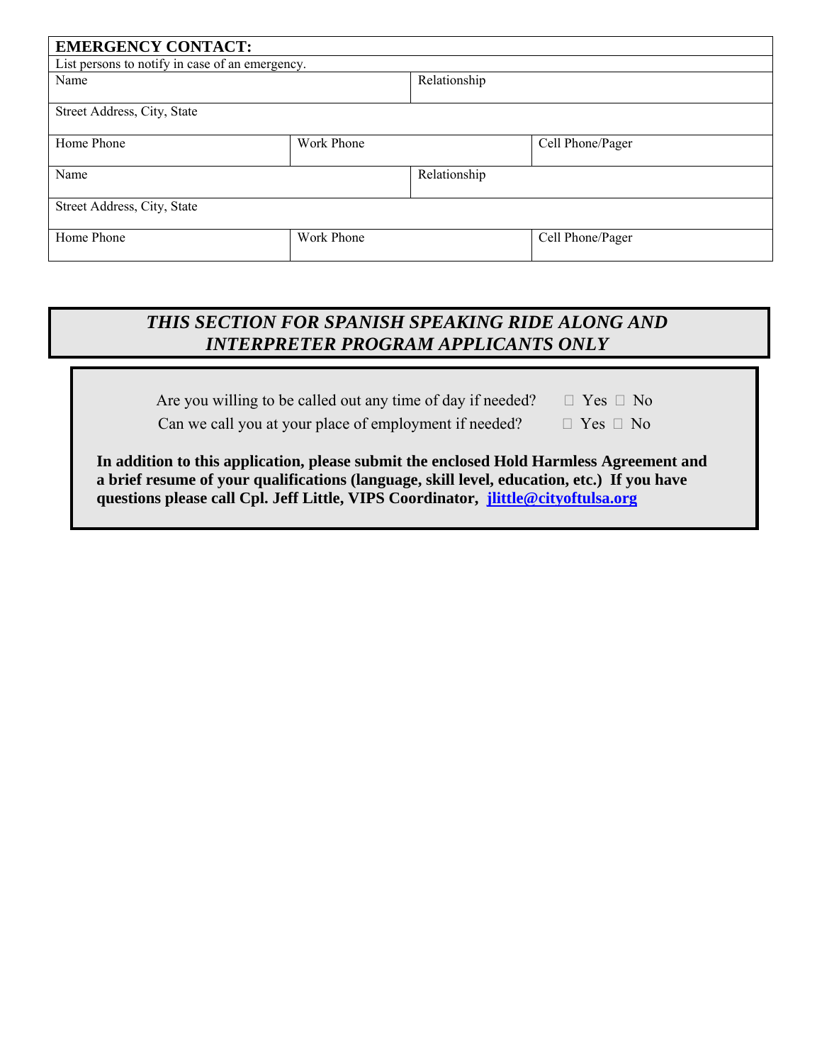| **EMERGENCY CONTACT:** | | |
|---|---|---|
| List persons to notify in case of an emergency. | | |
| Name | | Relationship |
| Street Address, City, State | | |
| Home Phone | Work Phone | Cell Phone/Pager |
| Name | | Relationship |
| Street Address, City, State | | |
| Home Phone | Work Phone | Cell Phone/Pager |

## ***THIS SECTION FOR SPANISH SPEAKING RIDE ALONG AND INTERPRETER PROGRAM APPLICANTS ONLY***

Are you willing to be called out any time of day if needed? ☐ Yes ☐ No

Can we call you at your place of employment if needed? ☐ Yes ☐ No

**In addition to this application, please submit the enclosed Hold Harmless Agreement and a brief resume of your qualifications (language, skill level, education, etc.) If you have questions please call Cpl. Jeff Little, VIPS Coordinator, jlittle@cityoftulsa.org**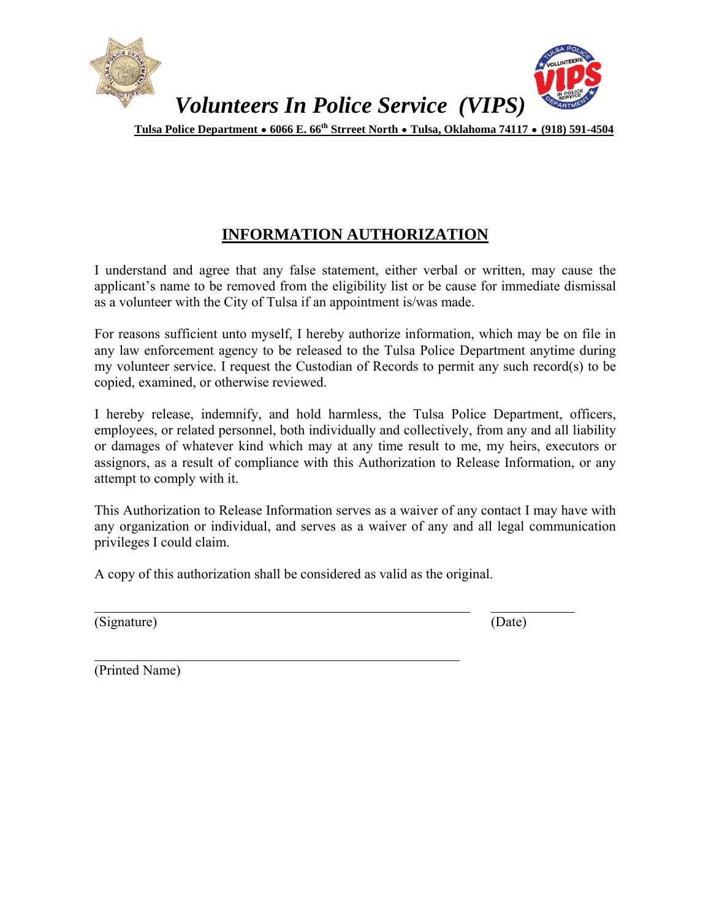# *Volunteers In Police Service (VIPS)*

**Tulsa Police Department • 6066 E. 66th Strreet North • Tulsa, Oklahoma 74117 • (918) 591-4504**

## INFORMATION AUTHORIZATION

I understand and agree that any false statement, either verbal or written, may cause the applicant's name to be removed from the eligibility list or be cause for immediate dismissal as a volunteer with the City of Tulsa if an appointment is/was made.

For reasons sufficient unto myself, I hereby authorize information, which may be on file in any law enforcement agency to be released to the Tulsa Police Department anytime during my volunteer service. I request the Custodian of Records to permit any such record(s) to be copied, examined, or otherwise reviewed.

I hereby release, indemnify, and hold harmless, the Tulsa Police Department, officers, employees, or related personnel, both individually and collectively, from any and all liability or damages of whatever kind which may at any time result to me, my heirs, executors or assignors, as a result of compliance with this Authorization to Release Information, or any attempt to comply with it.

This Authorization to Release Information serves as a waiver of any contact I may have with any organization or individual, and serves as a waiver of any and all legal communication privileges I could claim.

A copy of this authorization shall be considered as valid as the original.

______________________________________________________ ____________

(Signature) (Date)

______________________________________________________

(Printed Name)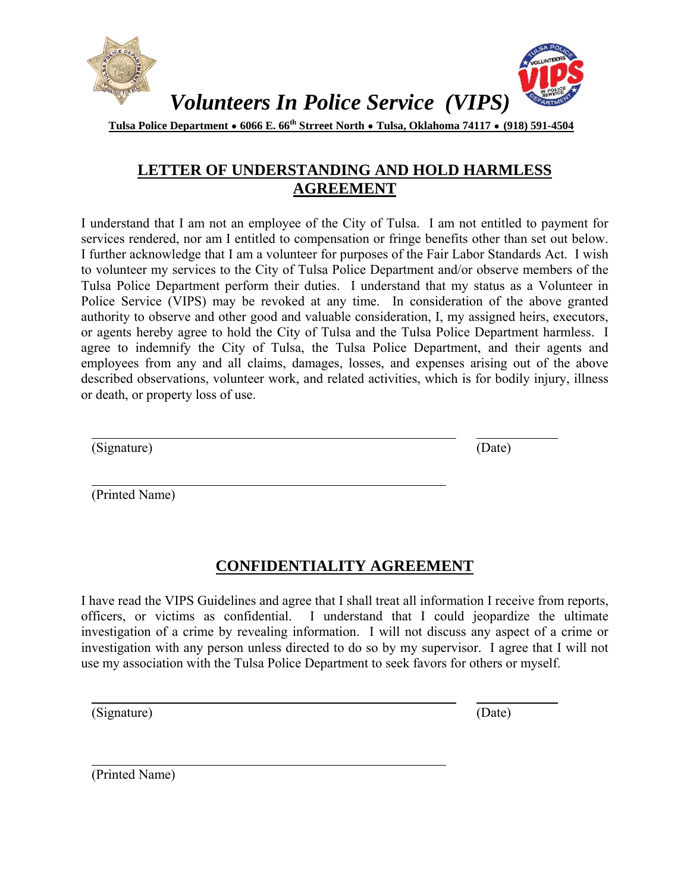# *Volunteers In Police Service (VIPS)*

**Tulsa Police Department • 6066 E. 66th Strreet North • Tulsa, Oklahoma 74117 • (918) 591-4504**

## LETTER OF UNDERSTANDING AND HOLD HARMLESS AGREEMENT

I understand that I am not an employee of the City of Tulsa. I am not entitled to payment for services rendered, nor am I entitled to compensation or fringe benefits other than set out below. I further acknowledge that I am a volunteer for purposes of the Fair Labor Standards Act. I wish to volunteer my services to the City of Tulsa Police Department and/or observe members of the Tulsa Police Department perform their duties. I understand that my status as a Volunteer in Police Service (VIPS) may be revoked at any time. In consideration of the above granted authority to observe and other good and valuable consideration, I, my assigned heirs, executors, or agents hereby agree to hold the City of Tulsa and the Tulsa Police Department harmless. I agree to indemnify the City of Tulsa, the Tulsa Police Department, and their agents and employees from any and all claims, damages, losses, and expenses arising out of the above described observations, volunteer work, and related activities, which is for bodily injury, illness or death, or property loss of use.

\_\_\_\_\_\_\_\_\_\_\_\_\_\_\_\_\_\_\_\_\_\_\_\_\_\_\_\_\_\_\_\_\_\_\_\_\_\_\_\_ \_\_\_\_\_\_\_\_\_\_
(Signature) (Date)

\_\_\_\_\_\_\_\_\_\_\_\_\_\_\_\_\_\_\_\_\_\_\_\_\_\_\_\_\_\_\_\_\_\_\_\_\_\_\_\_
(Printed Name)

## CONFIDENTIALITY AGREEMENT

I have read the VIPS Guidelines and agree that I shall treat all information I receive from reports, officers, or victims as confidential. I understand that I could jeopardize the ultimate investigation of a crime by revealing information. I will not discuss any aspect of a crime or investigation with any person unless directed to do so by my supervisor. I agree that I will not use my association with the Tulsa Police Department to seek favors for others or myself.

\_\_\_\_\_\_\_\_\_\_\_\_\_\_\_\_\_\_\_\_\_\_\_\_\_\_\_\_\_\_\_\_\_\_\_\_\_\_\_\_ \_\_\_\_\_\_\_\_\_\_
(Signature) (Date)

\_\_\_\_\_\_\_\_\_\_\_\_\_\_\_\_\_\_\_\_\_\_\_\_\_\_\_\_\_\_\_\_\_\_\_\_\_\_\_\_
(Printed Name)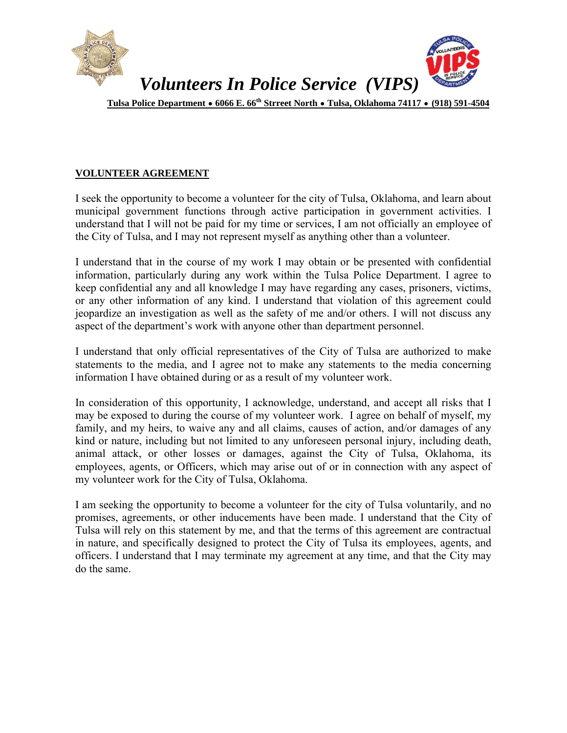# *Volunteers In Police Service (VIPS)*

**Tulsa Police Department • 6066 E. 66th Strreet North • Tulsa, Oklahoma 74117 • (918) 591-4504**

**VOLUNTEER AGREEMENT**

I seek the opportunity to become a volunteer for the city of Tulsa, Oklahoma, and learn about municipal government functions through active participation in government activities. I understand that I will not be paid for my time or services, I am not officially an employee of the City of Tulsa, and I may not represent myself as anything other than a volunteer.

I understand that in the course of my work I may obtain or be presented with confidential information, particularly during any work within the Tulsa Police Department. I agree to keep confidential any and all knowledge I may have regarding any cases, prisoners, victims, or any other information of any kind. I understand that violation of this agreement could jeopardize an investigation as well as the safety of me and/or others. I will not discuss any aspect of the department's work with anyone other than department personnel.

I understand that only official representatives of the City of Tulsa are authorized to make statements to the media, and I agree not to make any statements to the media concerning information I have obtained during or as a result of my volunteer work.

In consideration of this opportunity, I acknowledge, understand, and accept all risks that I may be exposed to during the course of my volunteer work. I agree on behalf of myself, my family, and my heirs, to waive any and all claims, causes of action, and/or damages of any kind or nature, including but not limited to any unforeseen personal injury, including death, animal attack, or other losses or damages, against the City of Tulsa, Oklahoma, its employees, agents, or Officers, which may arise out of or in connection with any aspect of my volunteer work for the City of Tulsa, Oklahoma.

I am seeking the opportunity to become a volunteer for the city of Tulsa voluntarily, and no promises, agreements, or other inducements have been made. I understand that the City of Tulsa will rely on this statement by me, and that the terms of this agreement are contractual in nature, and specifically designed to protect the City of Tulsa its employees, agents, and officers. I understand that I may terminate my agreement at any time, and that the City may do the same.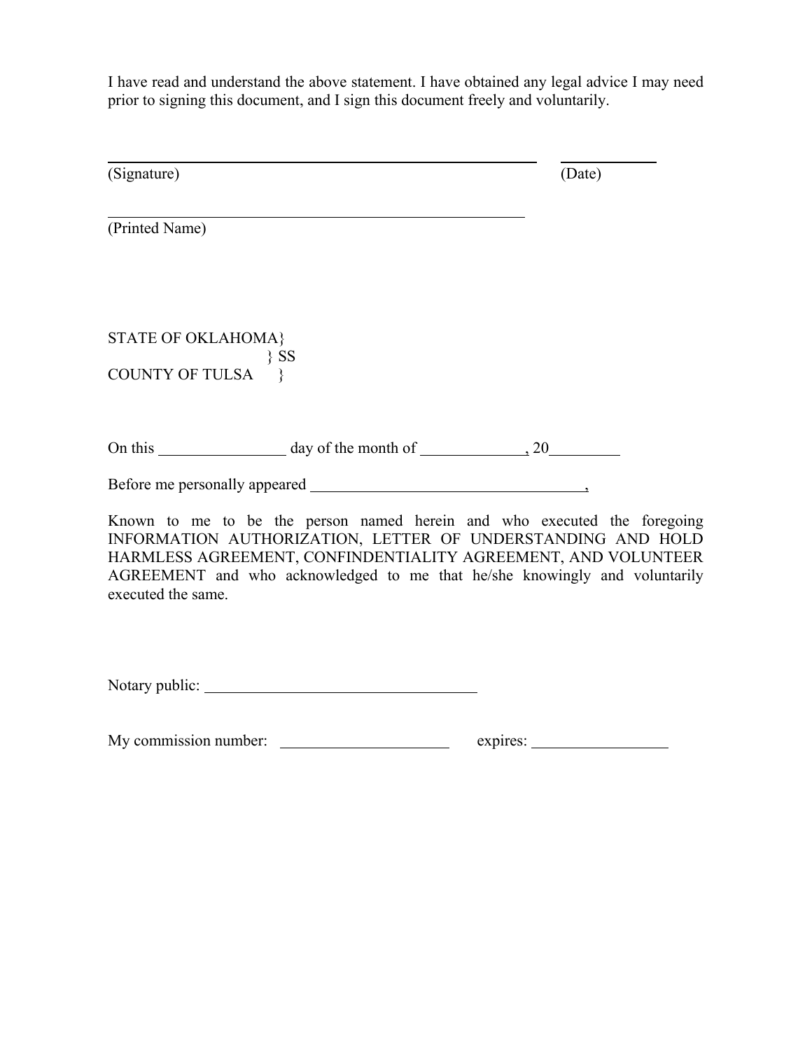I have read and understand the above statement. I have obtained any legal advice I may need prior to signing this document, and I sign this document freely and voluntarily.

\_\_\_\_\_\_\_\_\_\_\_\_\_\_\_\_\_\_\_\_\_\_\_\_\_\_\_\_\_\_\_\_\_\_\_\_\_\_\_\_\_\_\_\_ \_\_\_\_\_\_\_\_\_\_
(Signature) (Date)

\_\_\_\_\_\_\_\_\_\_\_\_\_\_\_\_\_\_\_\_\_\_\_\_\_\_\_\_\_\_\_\_\_\_\_\_\_\_\_\_\_\_\_\_
(Printed Name)

STATE OF OKLAHOMA}
} SS
COUNTY OF TULSA }

On this \_\_\_\_\_\_\_\_\_\_\_\_ day of the month of \_\_\_\_\_\_\_\_\_\_, 20\_\_\_\_\_\_

Before me personally appeared \_\_\_\_\_\_\_\_\_\_\_\_\_\_\_\_\_\_\_\_\_\_\_\_\_\_\_,

Known to me to be the person named herein and who executed the foregoing INFORMATION AUTHORIZATION, LETTER OF UNDERSTANDING AND HOLD HARMLESS AGREEMENT, CONFINDENTIALITY AGREEMENT, AND VOLUNTEER AGREEMENT and who acknowledged to me that he/she knowingly and voluntarily executed the same.

Notary public: \_\_\_\_\_\_\_\_\_\_\_\_\_\_\_\_\_\_\_\_\_\_\_\_\_\_\_

My commission number: \_\_\_\_\_\_\_\_\_\_\_\_\_\_\_\_ expires: \_\_\_\_\_\_\_\_\_\_\_\_\_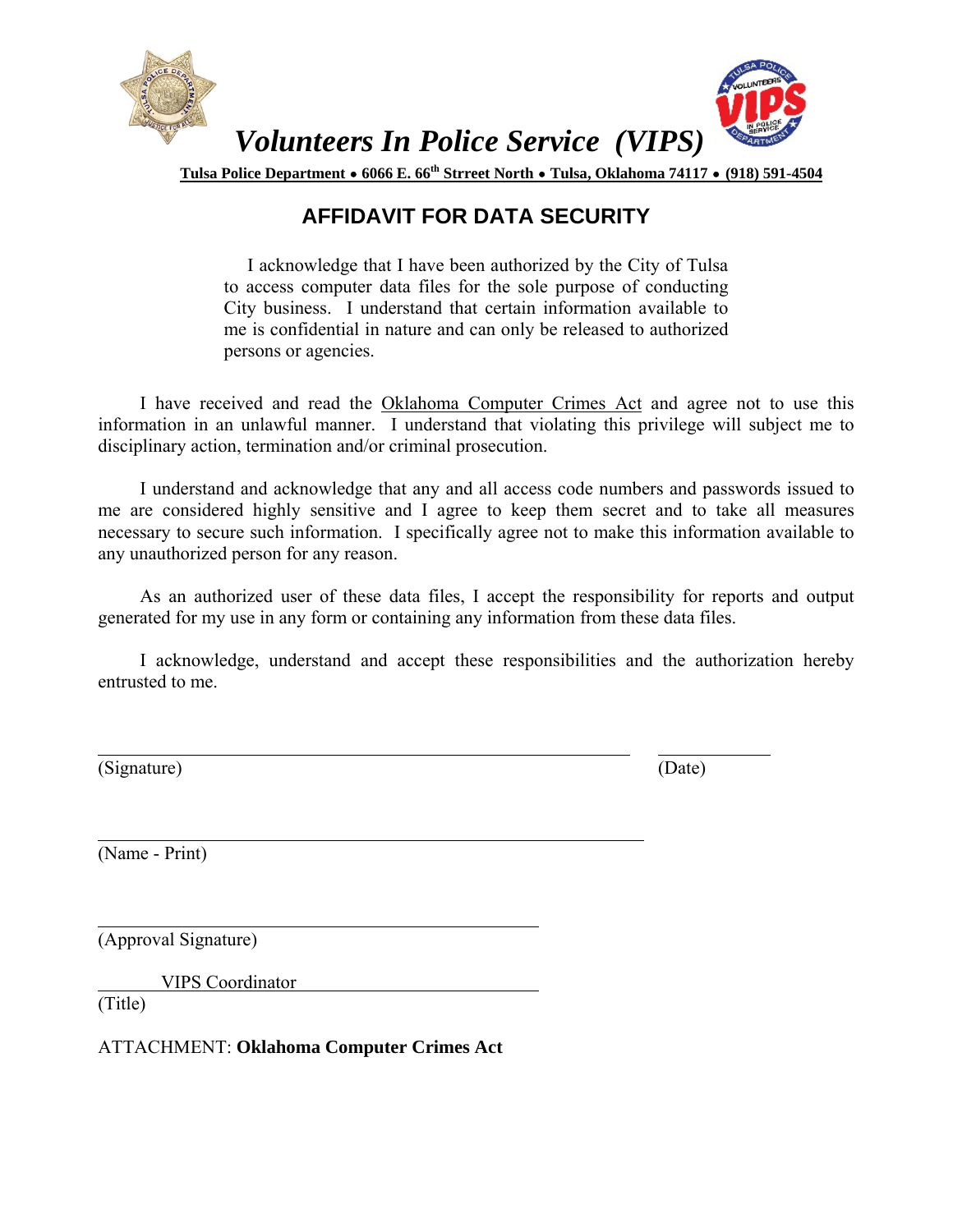# *Volunteers In Police Service (VIPS)*

**Tulsa Police Department • 6066 E. 66th Strreet North • Tulsa, Oklahoma 74117 • (918) 591-4504**

## AFFIDAVIT FOR DATA SECURITY

I acknowledge that I have been authorized by the City of Tulsa to access computer data files for the sole purpose of conducting City business. I understand that certain information available to me is confidential in nature and can only be released to authorized persons or agencies.

I have received and read the Oklahoma Computer Crimes Act and agree not to use this information in an unlawful manner. I understand that violating this privilege will subject me to disciplinary action, termination and/or criminal prosecution.

I understand and acknowledge that any and all access code numbers and passwords issued to me are considered highly sensitive and I agree to keep them secret and to take all measures necessary to secure such information. I specifically agree not to make this information available to any unauthorized person for any reason.

As an authorized user of these data files, I accept the responsibility for reports and output generated for my use in any form or containing any information from these data files.

I acknowledge, understand and accept these responsibilities and the authorization hereby entrusted to me.

\_\_\_\_\_\_\_\_\_\_\_\_\_\_\_\_\_\_\_\_\_\_\_\_\_\_\_\_\_\_\_\_\_\_\_\_\_\_\_\_ \_\_\_\_\_\_\_\_\_\_\_\_

(Signature) (Date)

\_\_\_\_\_\_\_\_\_\_\_\_\_\_\_\_\_\_\_\_\_\_\_\_\_\_\_\_\_\_\_\_\_\_\_\_\_\_\_\_

(Name - Print)

\_\_\_\_\_\_\_\_\_\_\_\_\_\_\_\_\_\_\_\_\_\_\_\_\_\_\_\_\_\_\_\_\_\_\_\_\_\_\_\_

(Approval Signature)

VIPS Coordinator

(Title)

ATTACHMENT: **Oklahoma Computer Crimes Act**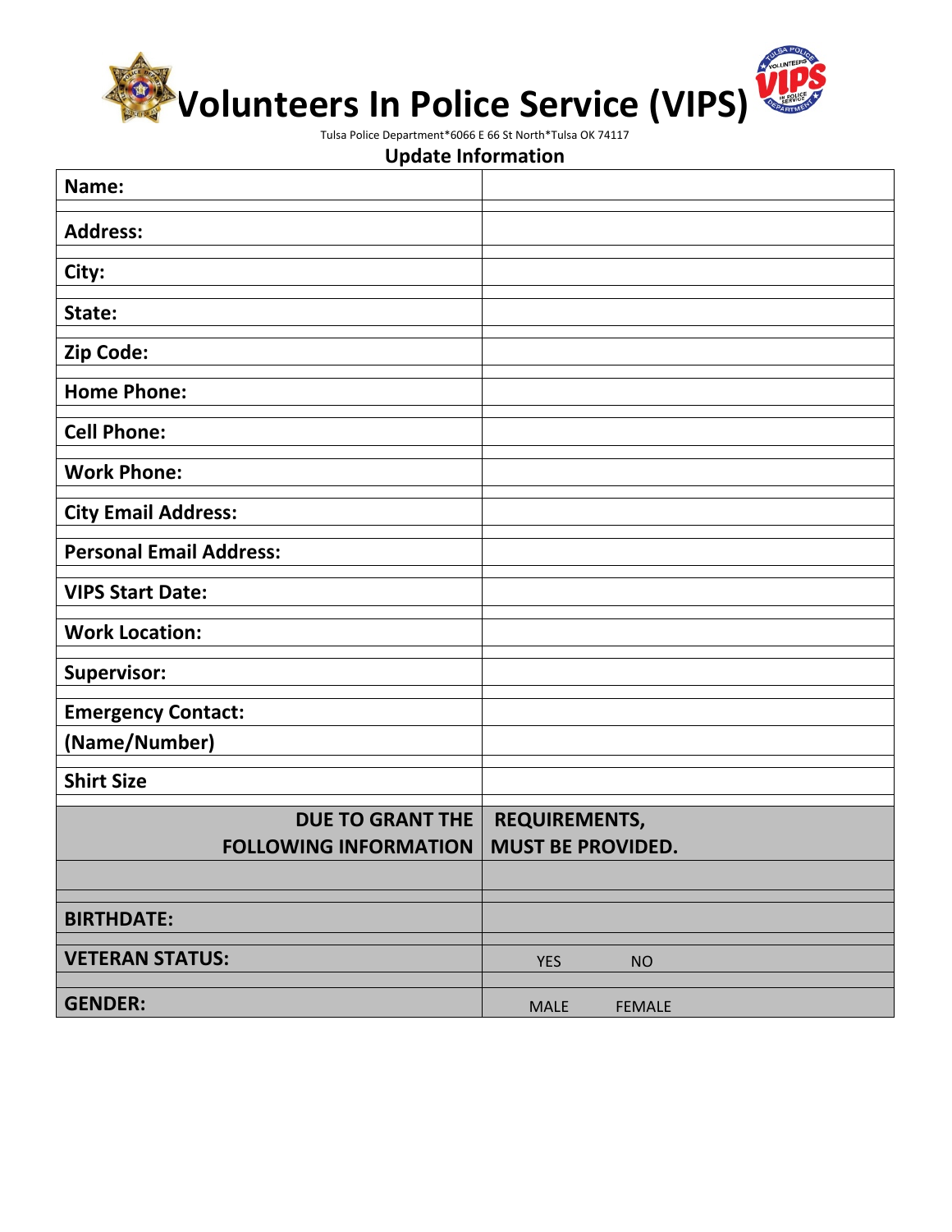# Volunteers In Police Service (VIPS)

Tulsa Police Department*6066 E 66 St North*Tulsa OK 74117

## Update Information

| | |
|---|---|
| **Name:** | |
| **Address:** | |
| **City:** | |
| **State:** | |
| **Zip Code:** | |
| **Home Phone:** | |
| **Cell Phone:** | |
| **Work Phone:** | |
| **City Email Address:** | |
| **Personal Email Address:** | |
| **VIPS Start Date:** | |
| **Work Location:** | |
| **Supervisor:** | |
| **Emergency Contact:** | |
| **(Name/Number)** | |
| **Shirt Size** | |
| **DUE TO GRANT THE FOLLOWING INFORMATION** | **REQUIREMENTS, MUST BE PROVIDED.** |
| | |
| **BIRTHDATE:** | |
| **VETERAN STATUS:** | YES NO |
| **GENDER:** | MALE FEMALE |